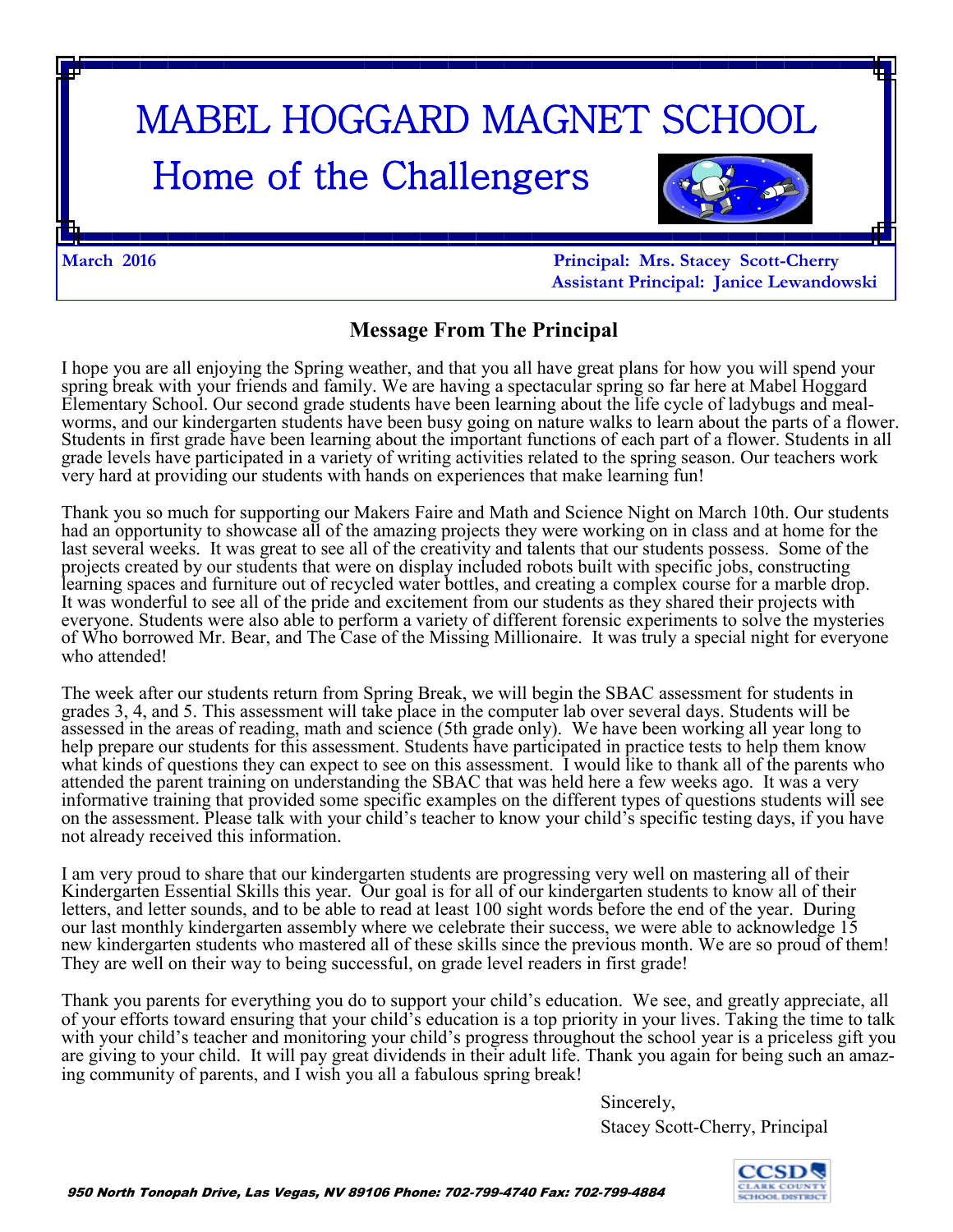# MABEL HOGGARD MAGNET SCHOOL

## Home of the Challengers

**March 2016**

**Principal: Mrs. Stacey Scott-Cherry**
**Assistant Principal: Janice Lewandowski**

## Message From The Principal

I hope you are all enjoying the Spring weather, and that you all have great plans for how you will spend your spring break with your friends and family. We are having a spectacular spring so far here at Mabel Hoggard Elementary School. Our second grade students have been learning about the life cycle of ladybugs and meal-worms, and our kindergarten students have been busy going on nature walks to learn about the parts of a flower. Students in first grade have been learning about the important functions of each part of a flower. Students in all grade levels have participated in a variety of writing activities related to the spring season. Our teachers work very hard at providing our students with hands on experiences that make learning fun!

Thank you so much for supporting our Makers Faire and Math and Science Night on March 10th. Our students had an opportunity to showcase all of the amazing projects they were working on in class and at home for the last several weeks. It was great to see all of the creativity and talents that our students possess. Some of the projects created by our students that were on display included robots built with specific jobs, constructing learning spaces and furniture out of recycled water bottles, and creating a complex course for a marble drop. It was wonderful to see all of the pride and excitement from our students as they shared their projects with everyone. Students were also able to perform a variety of different forensic experiments to solve the mysteries of Who borrowed Mr. Bear, and The Case of the Missing Millionaire. It was truly a special night for everyone who attended!

The week after our students return from Spring Break, we will begin the SBAC assessment for students in grades 3, 4, and 5. This assessment will take place in the computer lab over several days. Students will be assessed in the areas of reading, math and science (5th grade only). We have been working all year long to help prepare our students for this assessment. Students have participated in practice tests to help them know what kinds of questions they can expect to see on this assessment. I would like to thank all of the parents who attended the parent training on understanding the SBAC that was held here a few weeks ago. It was a very informative training that provided some specific examples on the different types of questions students will see on the assessment. Please talk with your child's teacher to know your child's specific testing days, if you have not already received this information.

I am very proud to share that our kindergarten students are progressing very well on mastering all of their Kindergarten Essential Skills this year. Our goal is for all of our kindergarten students to know all of their letters, and letter sounds, and to be able to read at least 100 sight words before the end of the year. During our last monthly kindergarten assembly where we celebrate their success, we were able to acknowledge 15 new kindergarten students who mastered all of these skills since the previous month. We are so proud of them! They are well on their way to being successful, on grade level readers in first grade!

Thank you parents for everything you do to support your child's education. We see, and greatly appreciate, all of your efforts toward ensuring that your child's education is a top priority in your lives. Taking the time to talk with your child's teacher and monitoring your child's progress throughout the school year is a priceless gift you are giving to your child. It will pay great dividends in their adult life. Thank you again for being such an amazing community of parents, and I wish you all a fabulous spring break!

Sincerely,
Stacey Scott-Cherry, Principal

*950 North Tonopah Drive, Las Vegas, NV 89106 Phone: 702-799-4740 Fax: 702-799-4884*

CCSD CLARK COUNTY SCHOOL DISTRICT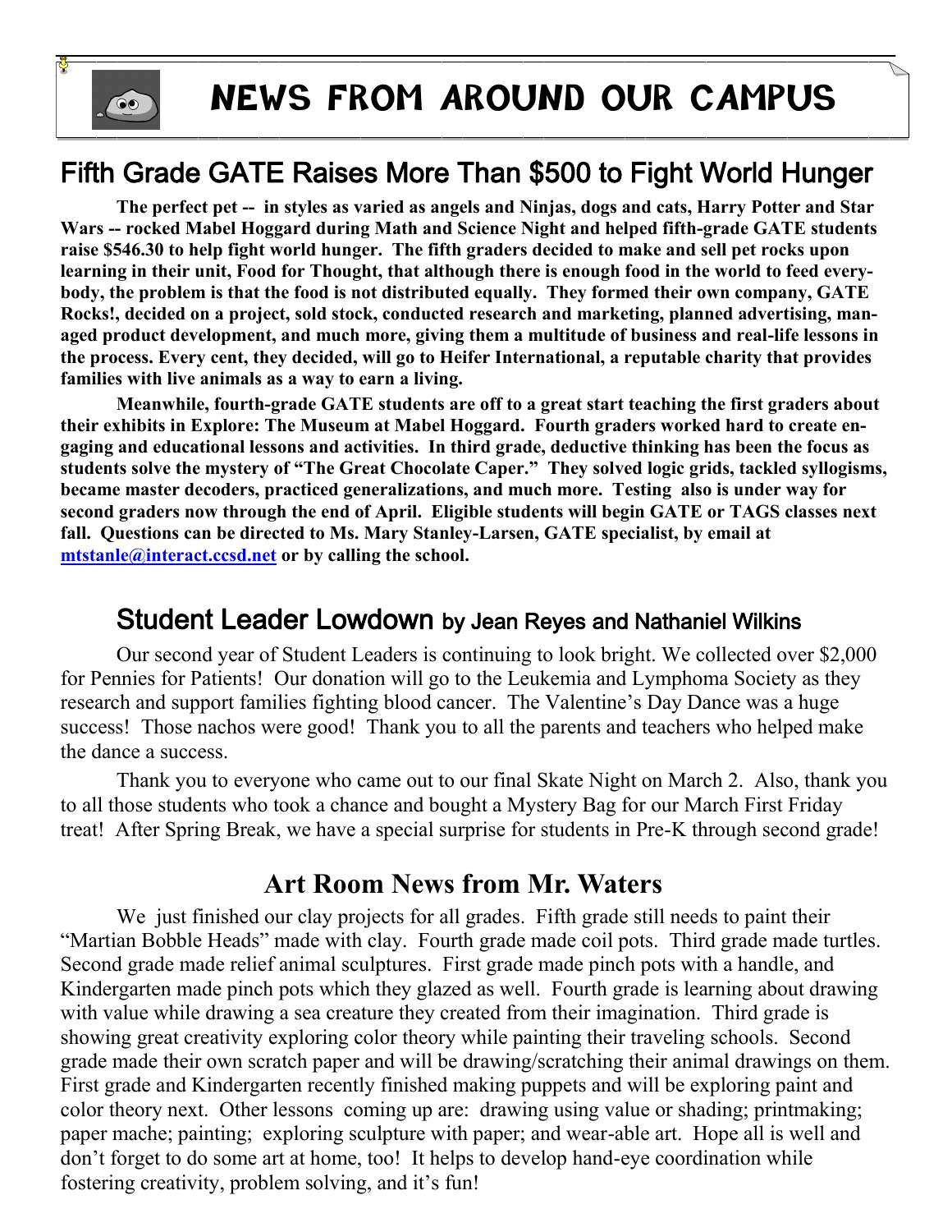# NEWS FROM AROUND OUR CAMPUS

## Fifth Grade GATE Raises More Than $500 to Fight World Hunger

**The perfect pet -- in styles as varied as angels and Ninjas, dogs and cats, Harry Potter and Star Wars -- rocked Mabel Hoggard during Math and Science Night and helped fifth-grade GATE students raise $546.30 to help fight world hunger. The fifth graders decided to make and sell pet rocks upon learning in their unit, Food for Thought, that although there is enough food in the world to feed everybody, the problem is that the food is not distributed equally. They formed their own company, GATE Rocks!, decided on a project, sold stock, conducted research and marketing, planned advertising, managed product development, and much more, giving them a multitude of business and real-life lessons in the process. Every cent, they decided, will go to Heifer International, a reputable charity that provides families with live animals as a way to earn a living.**

**Meanwhile, fourth-grade GATE students are off to a great start teaching the first graders about their exhibits in Explore: The Museum at Mabel Hoggard. Fourth graders worked hard to create engaging and educational lessons and activities. In third grade, deductive thinking has been the focus as students solve the mystery of "The Great Chocolate Caper." They solved logic grids, tackled syllogisms, became master decoders, practiced generalizations, and much more. Testing also is under way for second graders now through the end of April. Eligible students will begin GATE or TAGS classes next fall. Questions can be directed to Ms. Mary Stanley-Larsen, GATE specialist, by email at mtstanle@interact.ccsd.net or by calling the school.**

## Student Leader Lowdown by Jean Reyes and Nathaniel Wilkins

Our second year of Student Leaders is continuing to look bright. We collected over $2,000 for Pennies for Patients! Our donation will go to the Leukemia and Lymphoma Society as they research and support families fighting blood cancer. The Valentine's Day Dance was a huge success! Those nachos were good! Thank you to all the parents and teachers who helped make the dance a success.

Thank you to everyone who came out to our final Skate Night on March 2. Also, thank you to all those students who took a chance and bought a Mystery Bag for our March First Friday treat! After Spring Break, we have a special surprise for students in Pre-K through second grade!

## Art Room News from Mr. Waters

We just finished our clay projects for all grades. Fifth grade still needs to paint their "Martian Bobble Heads" made with clay. Fourth grade made coil pots. Third grade made turtles. Second grade made relief animal sculptures. First grade made pinch pots with a handle, and Kindergarten made pinch pots which they glazed as well. Fourth grade is learning about drawing with value while drawing a sea creature they created from their imagination. Third grade is showing great creativity exploring color theory while painting their traveling schools. Second grade made their own scratch paper and will be drawing/scratching their animal drawings on them. First grade and Kindergarten recently finished making puppets and will be exploring paint and color theory next. Other lessons coming up are: drawing using value or shading; printmaking; paper mache; painting; exploring sculpture with paper; and wear-able art. Hope all is well and don't forget to do some art at home, too! It helps to develop hand-eye coordination while fostering creativity, problem solving, and it's fun!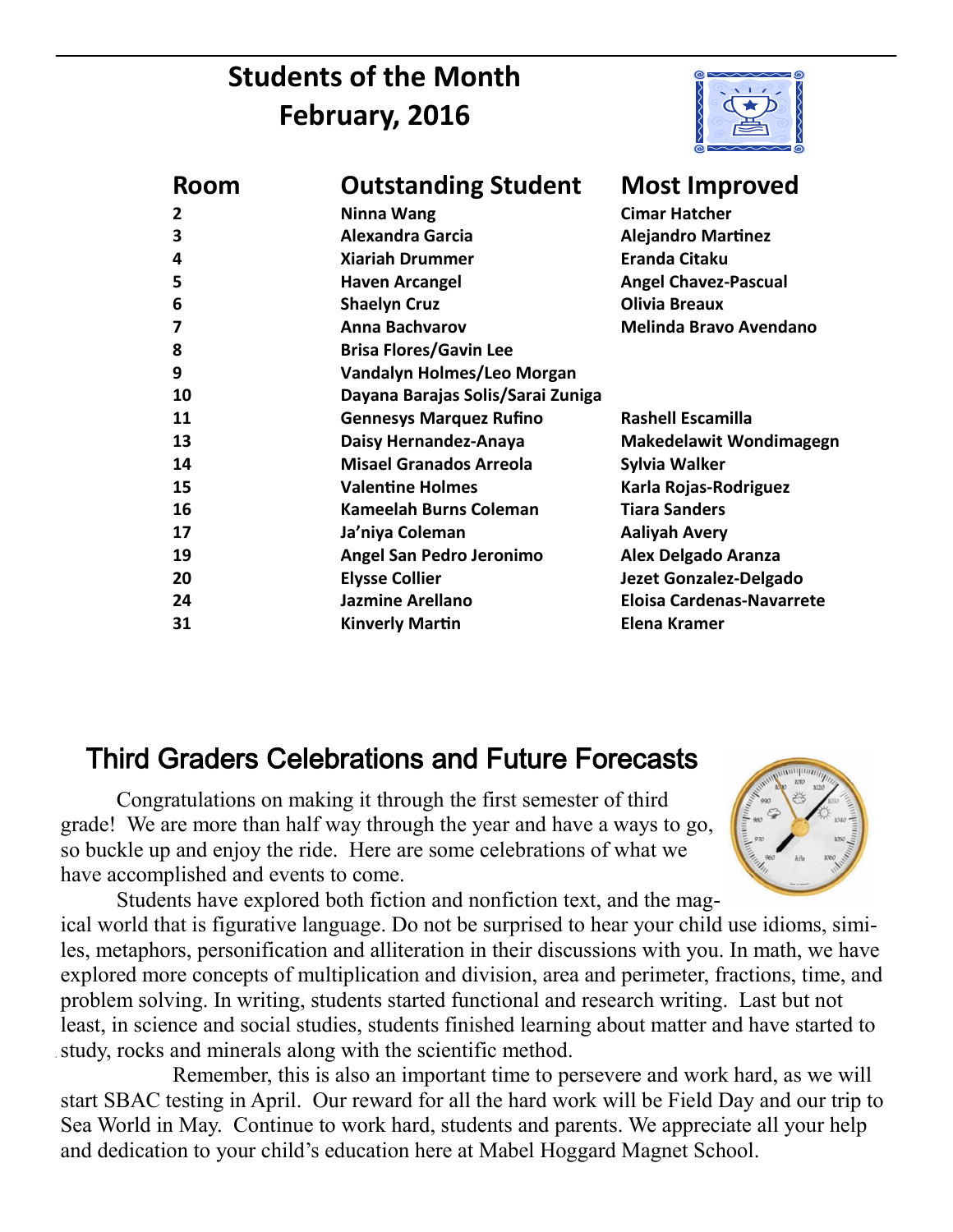# Students of the Month
# February, 2016

| Room | Outstanding Student | Most Improved |
|---|---|---|
| 2 | Ninna Wang | Cimar Hatcher |
| 3 | Alexandra Garcia | Alejandro Martinez |
| 4 | Xiariah Drummer | Eranda Citaku |
| 5 | Haven Arcangel | Angel Chavez-Pascual |
| 6 | Shaelyn Cruz | Olivia Breaux |
| 7 | Anna Bachvarov | Melinda Bravo Avendano |
| 8 | Brisa Flores/Gavin Lee | |
| 9 | Vandalyn Holmes/Leo Morgan | |
| 10 | Dayana Barajas Solis/Sarai Zuniga | |
| 11 | Gennesys Marquez Rufino | Rashell Escamilla |
| 13 | Daisy Hernandez-Anaya | Makedelawit Wondimagegn |
| 14 | Misael Granados Arreola | Sylvia Walker |
| 15 | Valentine Holmes | Karla Rojas-Rodriguez |
| 16 | Kameelah Burns Coleman | Tiara Sanders |
| 17 | Ja'niya Coleman | Aaliyah Avery |
| 19 | Angel San Pedro Jeronimo | Alex Delgado Aranza |
| 20 | Elysse Collier | Jezet Gonzalez-Delgado |
| 24 | Jazmine Arellano | Eloisa Cardenas-Navarrete |
| 31 | Kinverly Martin | Elena Kramer |

## Third Graders Celebrations and Future Forecasts

Congratulations on making it through the first semester of third grade! We are more than half way through the year and have a ways to go, so buckle up and enjoy the ride. Here are some celebrations of what we have accomplished and events to come.

Students have explored both fiction and nonfiction text, and the magical world that is figurative language. Do not be surprised to hear your child use idioms, similes, metaphors, personification and alliteration in their discussions with you. In math, we have explored more concepts of multiplication and division, area and perimeter, fractions, time, and problem solving. In writing, students started functional and research writing. Last but not least, in science and social studies, students finished learning about matter and have started to study, rocks and minerals along with the scientific method.

Remember, this is also an important time to persevere and work hard, as we will start SBAC testing in April. Our reward for all the hard work will be Field Day and our trip to Sea World in May. Continue to work hard, students and parents. We appreciate all your help and dedication to your child's education here at Mabel Hoggard Magnet School.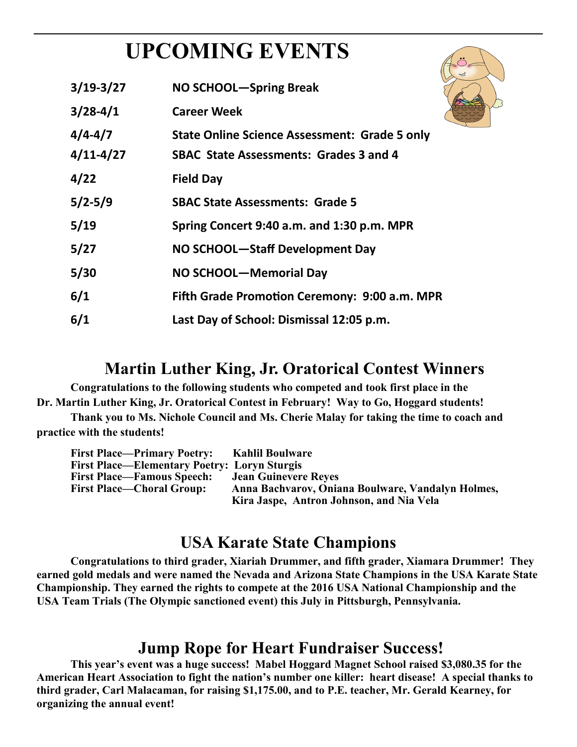# UPCOMING EVENTS

| | |
|---|---|
| 3/19-3/27 | NO SCHOOL—Spring Break |
| 3/28-4/1 | Career Week |
| 4/4-4/7 | State Online Science Assessment: Grade 5 only |
| 4/11-4/27 | SBAC State Assessments: Grades 3 and 4 |
| 4/22 | Field Day |
| 5/2-5/9 | SBAC State Assessments: Grade 5 |
| 5/19 | Spring Concert 9:40 a.m. and 1:30 p.m. MPR |
| 5/27 | NO SCHOOL—Staff Development Day |
| 5/30 | NO SCHOOL—Memorial Day |
| 6/1 | Fifth Grade Promotion Ceremony: 9:00 a.m. MPR |
| 6/1 | Last Day of School: Dismissal 12:05 p.m. |

## Martin Luther King, Jr. Oratorical Contest Winners

**Congratulations to the following students who competed and took first place in the Dr. Martin Luther King, Jr. Oratorical Contest in February! Way to Go, Hoggard students!**

**Thank you to Ms. Nichole Council and Ms. Cherie Malay for taking the time to coach and practice with the students!**

**First Place—Primary Poetry:** Kahlil Boulware
**First Place—Elementary Poetry:** Loryn Sturgis
**First Place—Famous Speech:** Jean Guinevere Reyes
**First Place—Choral Group:** Anna Bachvarov, Oniana Boulware, Vandalyn Holmes, Kira Jaspe, Antron Johnson, and Nia Vela

## USA Karate State Champions

**Congratulations to third grader, Xiariah Drummer, and fifth grader, Xiamara Drummer! They earned gold medals and were named the Nevada and Arizona State Champions in the USA Karate State Championship. They earned the rights to compete at the 2016 USA National Championship and the USA Team Trials (The Olympic sanctioned event) this July in Pittsburgh, Pennsylvania.**

## Jump Rope for Heart Fundraiser Success!

**This year's event was a huge success! Mabel Hoggard Magnet School raised $3,080.35 for the American Heart Association to fight the nation's number one killer: heart disease! A special thanks to third grader, Carl Malacaman, for raising $1,175.00, and to P.E. teacher, Mr. Gerald Kearney, for organizing the annual event!**